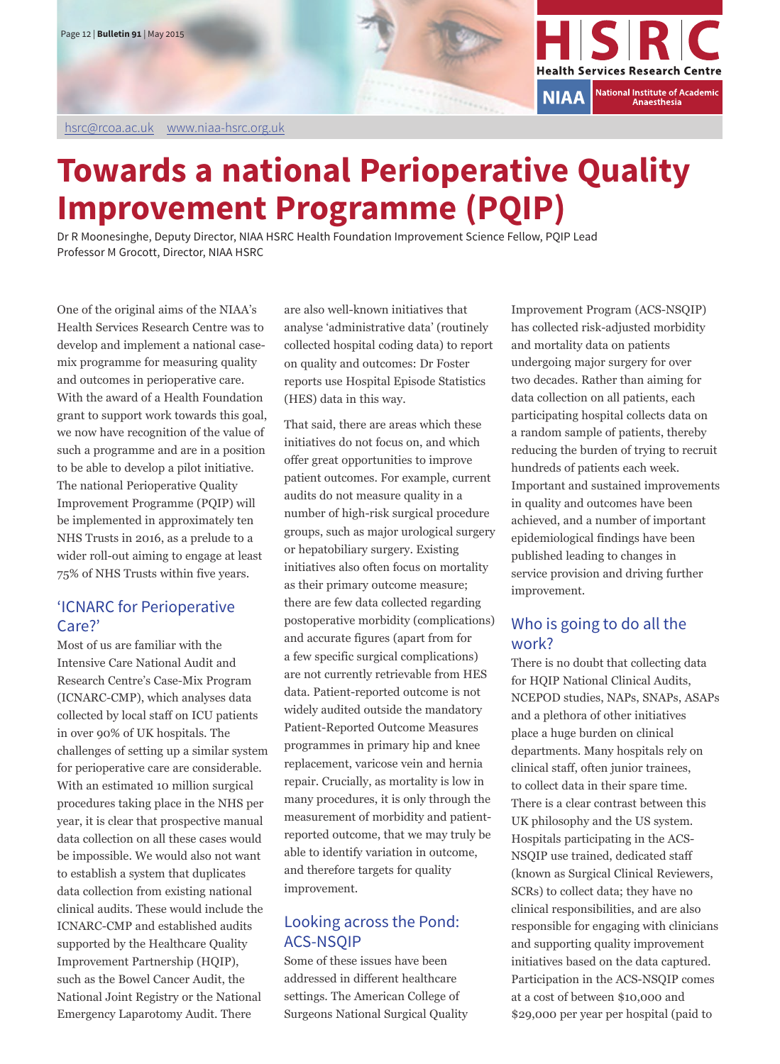# Towards a national Perioperative Quality Improvement Programme (PQIP)

Dr R Moonesinghe, Deputy Director, NIAA HSRC Health Foundation Improvement Science Fellow, PQIP Lead
Professor M Grocott, Director, NIAA HSRC

One of the original aims of the NIAA's Health Services Research Centre was to develop and implement a national case-mix programme for measuring quality and outcomes in perioperative care. With the award of a Health Foundation grant to support work towards this goal, we now have recognition of the value of such a programme and are in a position to be able to develop a pilot initiative. The national Perioperative Quality Improvement Programme (PQIP) will be implemented in approximately ten NHS Trusts in 2016, as a prelude to a wider roll-out aiming to engage at least 75% of NHS Trusts within five years.

## 'ICNARC for Perioperative Care?'

Most of us are familiar with the Intensive Care National Audit and Research Centre's Case-Mix Program (ICNARC-CMP), which analyses data collected by local staff on ICU patients in over 90% of UK hospitals. The challenges of setting up a similar system for perioperative care are considerable. With an estimated 10 million surgical procedures taking place in the NHS per year, it is clear that prospective manual data collection on all these cases would be impossible. We would also not want to establish a system that duplicates data collection from existing national clinical audits. These would include the ICNARC-CMP and established audits supported by the Healthcare Quality Improvement Partnership (HQIP), such as the Bowel Cancer Audit, the National Joint Registry or the National Emergency Laparotomy Audit. There are also well-known initiatives that analyse 'administrative data' (routinely collected hospital coding data) to report on quality and outcomes: Dr Foster reports use Hospital Episode Statistics (HES) data in this way.

That said, there are areas which these initiatives do not focus on, and which offer great opportunities to improve patient outcomes. For example, current audits do not measure quality in a number of high-risk surgical procedure groups, such as major urological surgery or hepatobiliary surgery. Existing initiatives also often focus on mortality as their primary outcome measure; there are few data collected regarding postoperative morbidity (complications) and accurate figures (apart from for a few specific surgical complications) are not currently retrievable from HES data. Patient-reported outcome is not widely audited outside the mandatory Patient-Reported Outcome Measures programmes in primary hip and knee replacement, varicose vein and hernia repair. Crucially, as mortality is low in many procedures, it is only through the measurement of morbidity and patient-reported outcome, that we may truly be able to identify variation in outcome, and therefore targets for quality improvement.

## Looking across the Pond: ACS-NSQIP

Some of these issues have been addressed in different healthcare settings. The American College of Surgeons National Surgical Quality Improvement Program (ACS-NSQIP) has collected risk-adjusted morbidity and mortality data on patients undergoing major surgery for over two decades. Rather than aiming for data collection on all patients, each participating hospital collects data on a random sample of patients, thereby reducing the burden of trying to recruit hundreds of patients each week. Important and sustained improvements in quality and outcomes have been achieved, and a number of important epidemiological findings have been published leading to changes in service provision and driving further improvement.

## Who is going to do all the work?

There is no doubt that collecting data for HQIP National Clinical Audits, NCEPOD studies, NAPs, SNAPs, ASAPs and a plethora of other initiatives place a huge burden on clinical departments. Many hospitals rely on clinical staff, often junior trainees, to collect data in their spare time. There is a clear contrast between this UK philosophy and the US system. Hospitals participating in the ACS-NSQIP use trained, dedicated staff (known as Surgical Clinical Reviewers, SCRs) to collect data; they have no clinical responsibilities, and are also responsible for engaging with clinicians and supporting quality improvement initiatives based on the data captured. Participation in the ACS-NSQIP comes at a cost of between $10,000 and $29,000 per year per hospital (paid to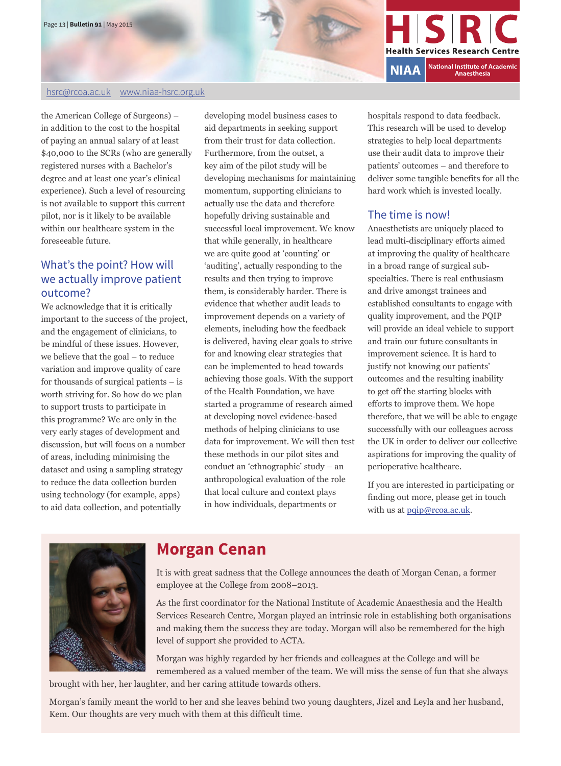hsrc@rcoa.ac.uk www.niaa-hsrc.org.uk

the American College of Surgeons) – in addition to the cost to the hospital of paying an annual salary of at least $40,000 to the SCRs (who are generally registered nurses with a Bachelor's degree and at least one year's clinical experience). Such a level of resourcing is not available to support this current pilot, nor is it likely to be available within our healthcare system in the foreseeable future.

## What's the point? How will we actually improve patient outcome?

We acknowledge that it is critically important to the success of the project, and the engagement of clinicians, to be mindful of these issues. However, we believe that the goal – to reduce variation and improve quality of care for thousands of surgical patients – is worth striving for. So how do we plan to support trusts to participate in this programme? We are only in the very early stages of development and discussion, but will focus on a number of areas, including minimising the dataset and using a sampling strategy to reduce the data collection burden using technology (for example, apps) to aid data collection, and potentially developing model business cases to aid departments in seeking support from their trust for data collection. Furthermore, from the outset, a key aim of the pilot study will be developing mechanisms for maintaining momentum, supporting clinicians to actually use the data and therefore hopefully driving sustainable and successful local improvement. We know that while generally, in healthcare we are quite good at 'counting' or 'auditing', actually responding to the results and then trying to improve them, is considerably harder. There is evidence that whether audit leads to improvement depends on a variety of elements, including how the feedback is delivered, having clear goals to strive for and knowing clear strategies that can be implemented to head towards achieving those goals. With the support of the Health Foundation, we have started a programme of research aimed at developing novel evidence-based methods of helping clinicians to use data for improvement. We will then test these methods in our pilot sites and conduct an 'ethnographic' study – an anthropological evaluation of the role that local culture and context plays in how individuals, departments or hospitals respond to data feedback. This research will be used to develop strategies to help local departments use their audit data to improve their patients' outcomes – and therefore to deliver some tangible benefits for all the hard work which is invested locally.

## The time is now!

Anaesthetists are uniquely placed to lead multi-disciplinary efforts aimed at improving the quality of healthcare in a broad range of surgical sub-specialties. There is real enthusiasm and drive amongst trainees and established consultants to engage with quality improvement, and the PQIP will provide an ideal vehicle to support and train our future consultants in improvement science. It is hard to justify not knowing our patients' outcomes and the resulting inability to get off the starting blocks with efforts to improve them. We hope therefore, that we will be able to engage successfully with our colleagues across the UK in order to deliver our collective aspirations for improving the quality of perioperative healthcare.

If you are interested in participating or finding out more, please get in touch with us at pqip@rcoa.ac.uk.

## Morgan Cenan

It is with great sadness that the College announces the death of Morgan Cenan, a former employee at the College from 2008–2013.

As the first coordinator for the National Institute of Academic Anaesthesia and the Health Services Research Centre, Morgan played an intrinsic role in establishing both organisations and making them the success they are today. Morgan will also be remembered for the high level of support she provided to ACTA.

Morgan was highly regarded by her friends and colleagues at the College and will be remembered as a valued member of the team. We will miss the sense of fun that she always brought with her, her laughter, and her caring attitude towards others.

Morgan's family meant the world to her and she leaves behind two young daughters, Jizel and Leyla and her husband, Kem. Our thoughts are very much with them at this difficult time.